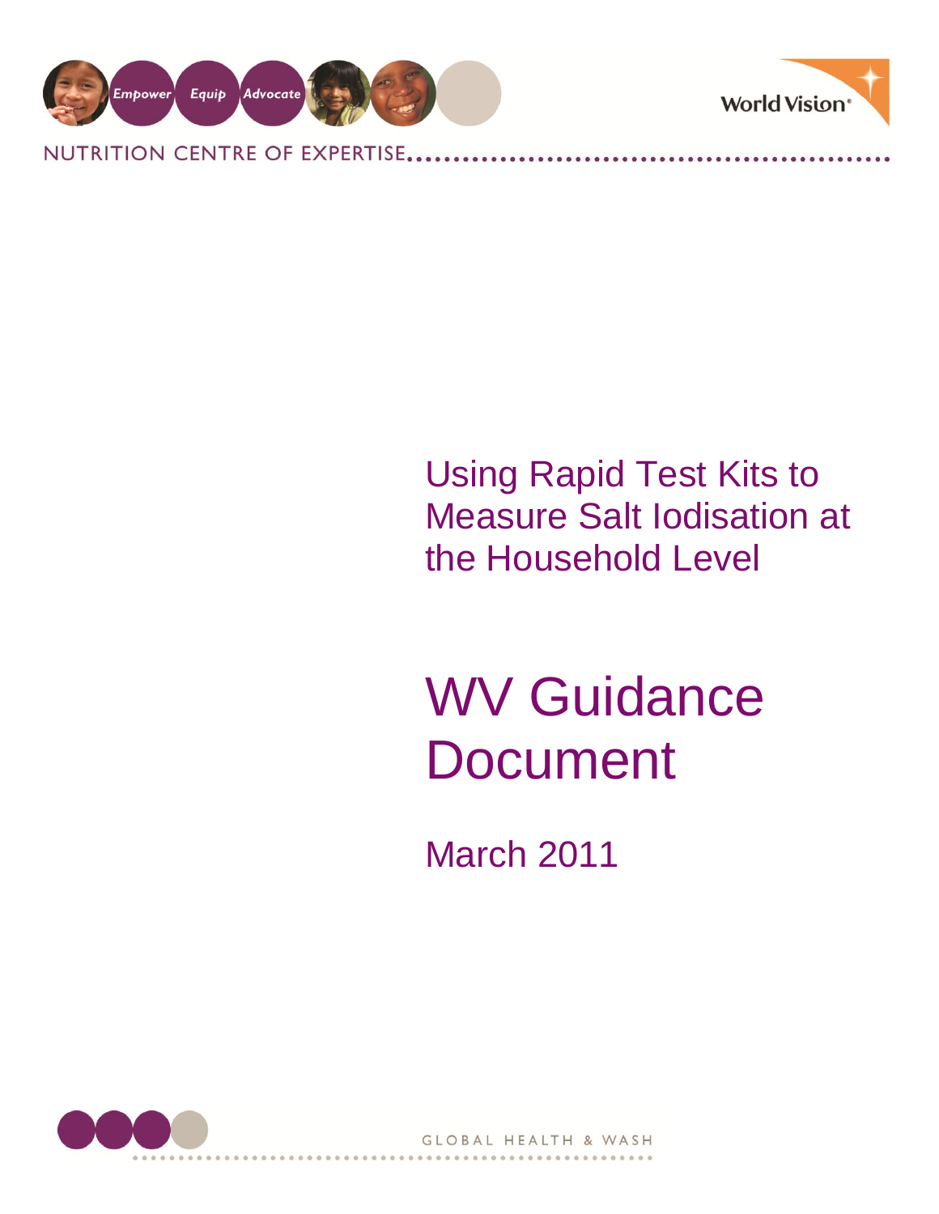NUTRITION CENTRE OF EXPERTISE

# Using Rapid Test Kits to Measure Salt Iodisation at the Household Level

# WV Guidance Document

March 2011

GLOBAL HEALTH & WASH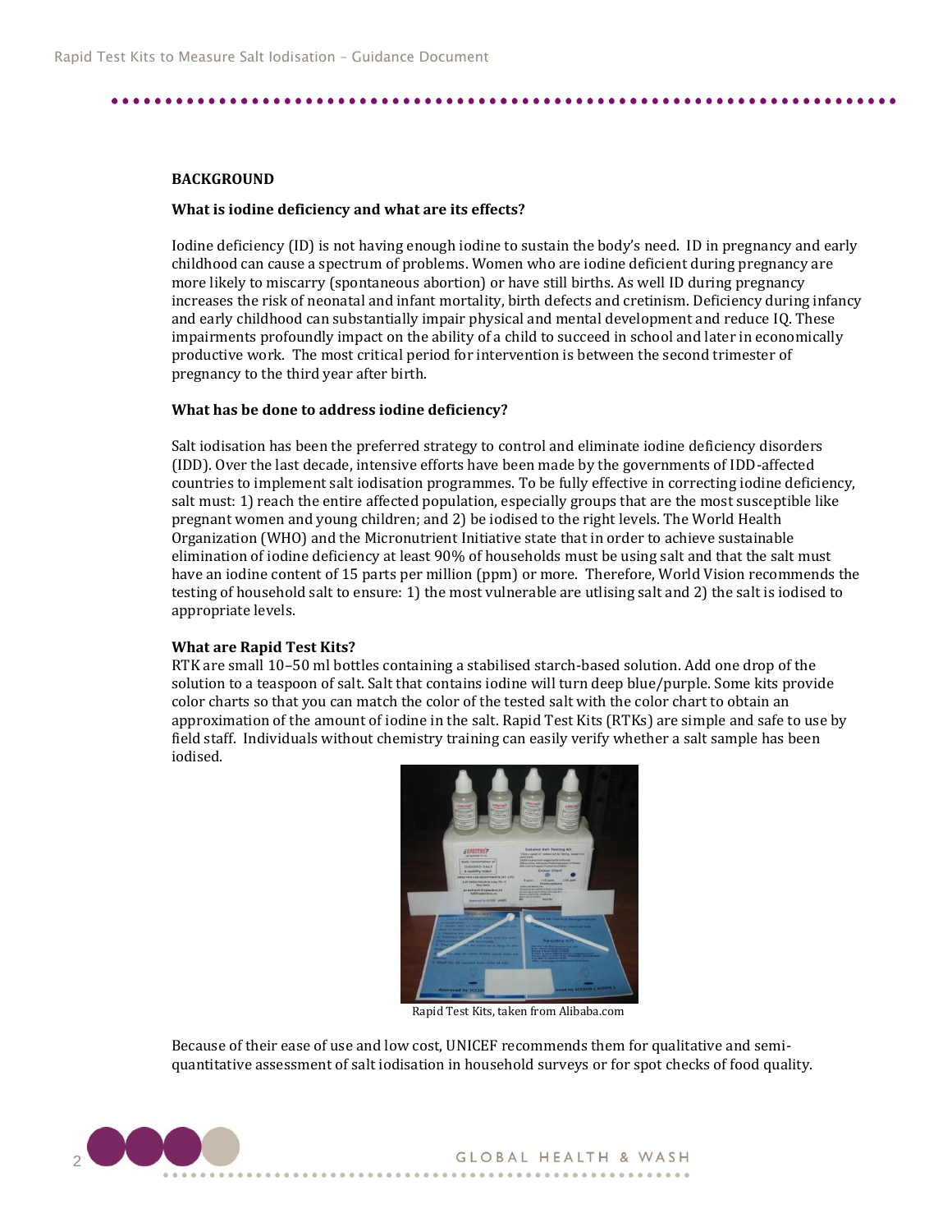## BACKGROUND

### What is iodine deficiency and what are its effects?

Iodine deficiency (ID) is not having enough iodine to sustain the body's need. ID in pregnancy and early childhood can cause a spectrum of problems. Women who are iodine deficient during pregnancy are more likely to miscarry (spontaneous abortion) or have still births. As well ID during pregnancy increases the risk of neonatal and infant mortality, birth defects and cretinism. Deficiency during infancy and early childhood can substantially impair physical and mental development and reduce IQ. These impairments profoundly impact on the ability of a child to succeed in school and later in economically productive work. The most critical period for intervention is between the second trimester of pregnancy to the third year after birth.

### What has be done to address iodine deficiency?

Salt iodisation has been the preferred strategy to control and eliminate iodine deficiency disorders (IDD). Over the last decade, intensive efforts have been made by the governments of IDD-affected countries to implement salt iodisation programmes. To be fully effective in correcting iodine deficiency, salt must: 1) reach the entire affected population, especially groups that are the most susceptible like pregnant women and young children; and 2) be iodised to the right levels. The World Health Organization (WHO) and the Micronutrient Initiative state that in order to achieve sustainable elimination of iodine deficiency at least 90% of households must be using salt and that the salt must have an iodine content of 15 parts per million (ppm) or more. Therefore, World Vision recommends the testing of household salt to ensure: 1) the most vulnerable are utlising salt and 2) the salt is iodised to appropriate levels.

### What are Rapid Test Kits?

RTK are small 10–50 ml bottles containing a stabilised starch-based solution. Add one drop of the solution to a teaspoon of salt. Salt that contains iodine will turn deep blue/purple. Some kits provide color charts so that you can match the color of the tested salt with the color chart to obtain an approximation of the amount of iodine in the salt. Rapid Test Kits (RTKs) are simple and safe to use by field staff. Individuals without chemistry training can easily verify whether a salt sample has been iodised.

Rapid Test Kits, taken from Alibaba.com

Because of their ease of use and low cost, UNICEF recommends them for qualitative and semi-quantitative assessment of salt iodisation in household surveys or for spot checks of food quality.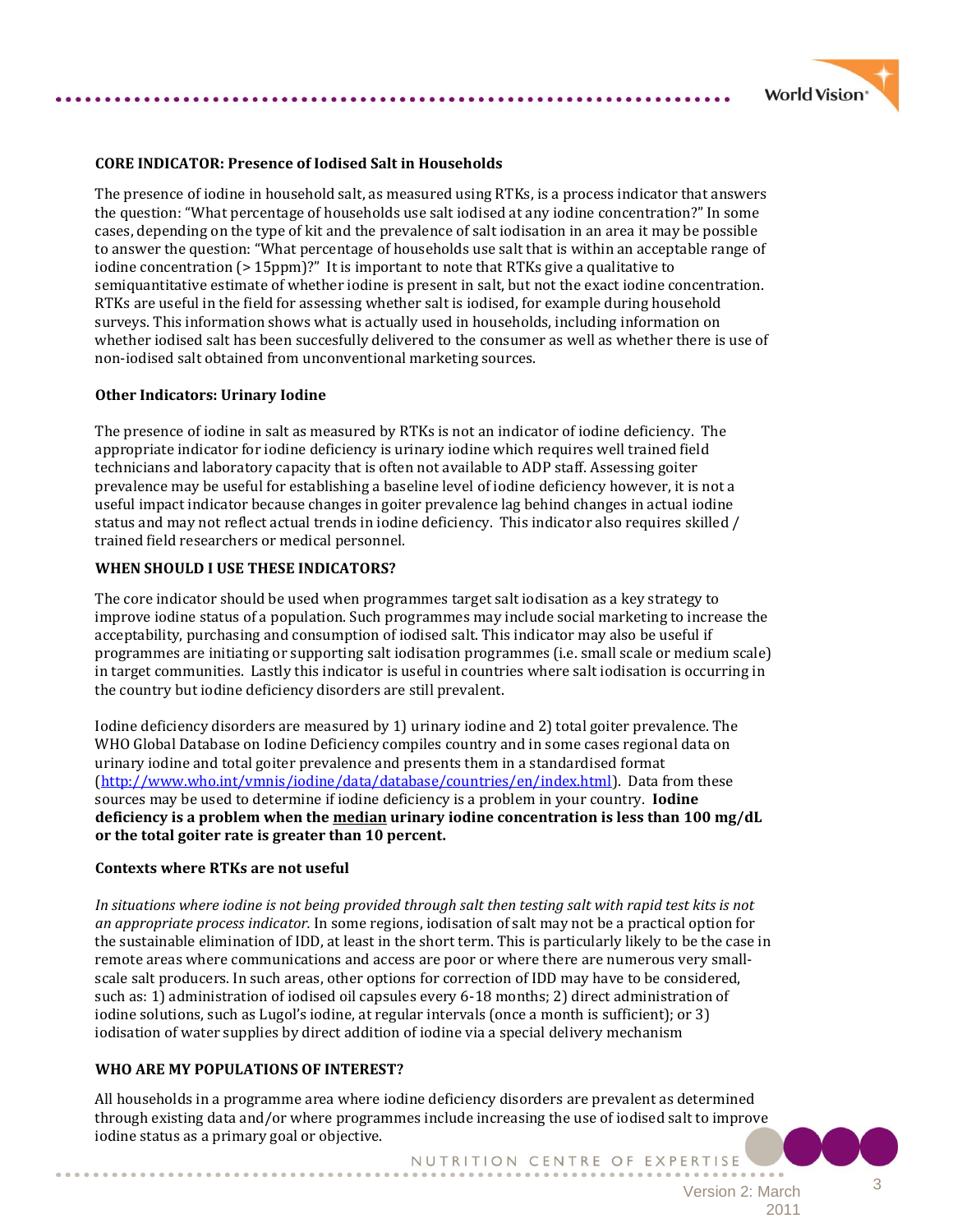**CORE INDICATOR: Presence of Iodised Salt in Households**

The presence of iodine in household salt, as measured using RTKs, is a process indicator that answers the question: "What percentage of households use salt iodised at any iodine concentration?" In some cases, depending on the type of kit and the prevalence of salt iodisation in an area it may be possible to answer the question: "What percentage of households use salt that is within an acceptable range of iodine concentration (> 15ppm)?" It is important to note that RTKs give a qualitative to semiquantitative estimate of whether iodine is present in salt, but not the exact iodine concentration. RTKs are useful in the field for assessing whether salt is iodised, for example during household surveys. This information shows what is actually used in households, including information on whether iodised salt has been succesfully delivered to the consumer as well as whether there is use of non-iodised salt obtained from unconventional marketing sources.

**Other Indicators: Urinary Iodine**

The presence of iodine in salt as measured by RTKs is not an indicator of iodine deficiency. The appropriate indicator for iodine deficiency is urinary iodine which requires well trained field technicians and laboratory capacity that is often not available to ADP staff. Assessing goiter prevalence may be useful for establishing a baseline level of iodine deficiency however, it is not a useful impact indicator because changes in goiter prevalence lag behind changes in actual iodine status and may not reflect actual trends in iodine deficiency. This indicator also requires skilled / trained field researchers or medical personnel.

**WHEN SHOULD I USE THESE INDICATORS?**

The core indicator should be used when programmes target salt iodisation as a key strategy to improve iodine status of a population. Such programmes may include social marketing to increase the acceptability, purchasing and consumption of iodised salt. This indicator may also be useful if programmes are initiating or supporting salt iodisation programmes (i.e. small scale or medium scale) in target communities. Lastly this indicator is useful in countries where salt iodisation is occurring in the country but iodine deficiency disorders are still prevalent.

Iodine deficiency disorders are measured by 1) urinary iodine and 2) total goiter prevalence. The WHO Global Database on Iodine Deficiency compiles country and in some cases regional data on urinary iodine and total goiter prevalence and presents them in a standardised format (http://www.who.int/vmnis/iodine/data/database/countries/en/index.html). Data from these sources may be used to determine if iodine deficiency is a problem in your country. **Iodine deficiency is a problem when the median urinary iodine concentration is less than 100 mg/dL or the total goiter rate is greater than 10 percent.**

**Contexts where RTKs are not useful**

*In situations where iodine is not being provided through salt then testing salt with rapid test kits is not an appropriate process indicator.* In some regions, iodisation of salt may not be a practical option for the sustainable elimination of IDD, at least in the short term. This is particularly likely to be the case in remote areas where communications and access are poor or where there are numerous very small-scale salt producers. In such areas, other options for correction of IDD may have to be considered, such as: 1) administration of iodised oil capsules every 6-18 months; 2) direct administration of iodine solutions, such as Lugol's iodine, at regular intervals (once a month is sufficient); or 3) iodisation of water supplies by direct addition of iodine via a special delivery mechanism

**WHO ARE MY POPULATIONS OF INTEREST?**

All households in a programme area where iodine deficiency disorders are prevalent as determined through existing data and/or where programmes include increasing the use of iodised salt to improve iodine status as a primary goal or objective.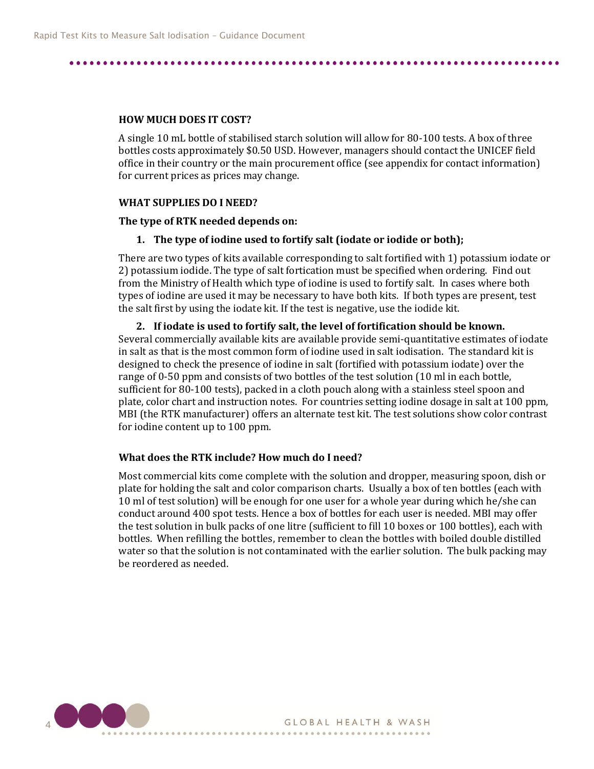## HOW MUCH DOES IT COST?

A single 10 mL bottle of stabilised starch solution will allow for 80-100 tests. A box of three bottles costs approximately $0.50 USD. However, managers should contact the UNICEF field office in their country or the main procurement office (see appendix for contact information) for current prices as prices may change.

## WHAT SUPPLIES DO I NEED?

**The type of RTK needed depends on:**

1. **The type of iodine used to fortify salt (iodate or iodide or both);**

There are two types of kits available corresponding to salt fortified with 1) potassium iodate or 2) potassium iodide. The type of salt fortication must be specified when ordering. Find out from the Ministry of Health which type of iodine is used to fortify salt. In cases where both types of iodine are used it may be necessary to have both kits. If both types are present, test the salt first by using the iodate kit. If the test is negative, use the iodide kit.

2. **If iodate is used to fortify salt, the level of fortification should be known.**

Several commercially available kits are available provide semi-quantitative estimates of iodate in salt as that is the most common form of iodine used in salt iodisation. The standard kit is designed to check the presence of iodine in salt (fortified with potassium iodate) over the range of 0-50 ppm and consists of two bottles of the test solution (10 ml in each bottle, sufficient for 80-100 tests), packed in a cloth pouch along with a stainless steel spoon and plate, color chart and instruction notes. For countries setting iodine dosage in salt at 100 ppm, MBI (the RTK manufacturer) offers an alternate test kit. The test solutions show color contrast for iodine content up to 100 ppm.

### What does the RTK include? How much do I need?

Most commercial kits come complete with the solution and dropper, measuring spoon, dish or plate for holding the salt and color comparison charts. Usually a box of ten bottles (each with 10 ml of test solution) will be enough for one user for a whole year during which he/she can conduct around 400 spot tests. Hence a box of bottles for each user is needed. MBI may offer the test solution in bulk packs of one litre (sufficient to fill 10 boxes or 100 bottles), each with bottles. When refilling the bottles, remember to clean the bottles with boiled double distilled water so that the solution is not contaminated with the earlier solution. The bulk packing may be reordered as needed.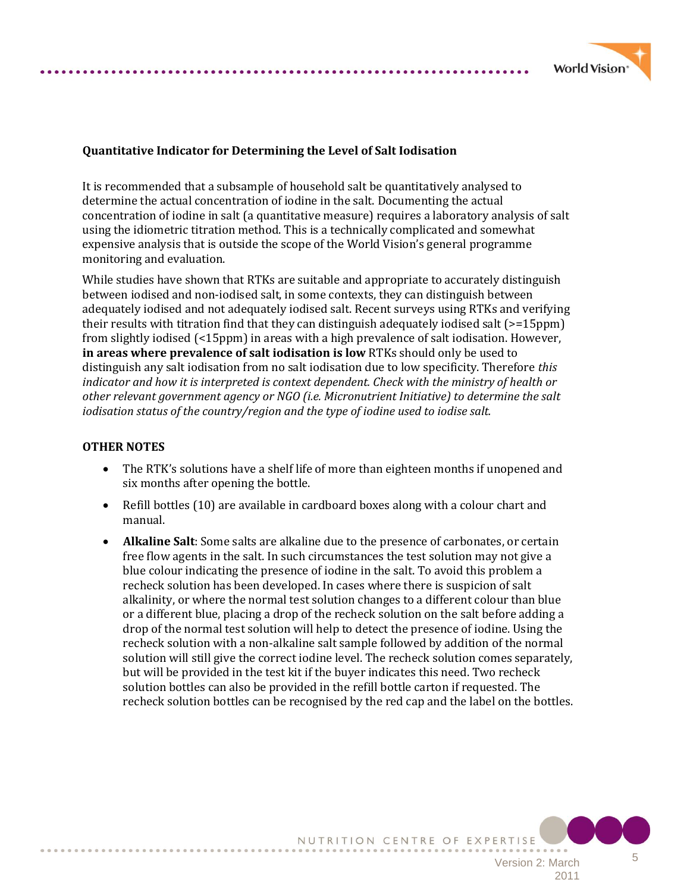**Quantitative Indicator for Determining the Level of Salt Iodisation**

It is recommended that a subsample of household salt be quantitatively analysed to determine the actual concentration of iodine in the salt. Documenting the actual concentration of iodine in salt (a quantitative measure) requires a laboratory analysis of salt using the idiometric titration method. This is a technically complicated and somewhat expensive analysis that is outside the scope of the World Vision's general programme monitoring and evaluation.

While studies have shown that RTKs are suitable and appropriate to accurately distinguish between iodised and non-iodised salt, in some contexts, they can distinguish between adequately iodised and not adequately iodised salt. Recent surveys using RTKs and verifying their results with titration find that they can distinguish adequately iodised salt (>=15ppm) from slightly iodised (<15ppm) in areas with a high prevalence of salt iodisation. However, **in areas where prevalence of salt iodisation is low** RTKs should only be used to distinguish any salt iodisation from no salt iodisation due to low specificity. Therefore *this indicator and how it is interpreted is context dependent. Check with the ministry of health or other relevant government agency or NGO (i.e. Micronutrient Initiative) to determine the salt iodisation status of the country/region and the type of iodine used to iodise salt.*

**OTHER NOTES**

- The RTK's solutions have a shelf life of more than eighteen months if unopened and six months after opening the bottle.
- Refill bottles (10) are available in cardboard boxes along with a colour chart and manual.
- **Alkaline Salt**: Some salts are alkaline due to the presence of carbonates, or certain free flow agents in the salt. In such circumstances the test solution may not give a blue colour indicating the presence of iodine in the salt. To avoid this problem a recheck solution has been developed. In cases where there is suspicion of salt alkalinity, or where the normal test solution changes to a different colour than blue or a different blue, placing a drop of the recheck solution on the salt before adding a drop of the normal test solution will help to detect the presence of iodine. Using the recheck solution with a non-alkaline salt sample followed by addition of the normal solution will still give the correct iodine level. The recheck solution comes separately, but will be provided in the test kit if the buyer indicates this need. Two recheck solution bottles can also be provided in the refill bottle carton if requested. The recheck solution bottles can be recognised by the red cap and the label on the bottles.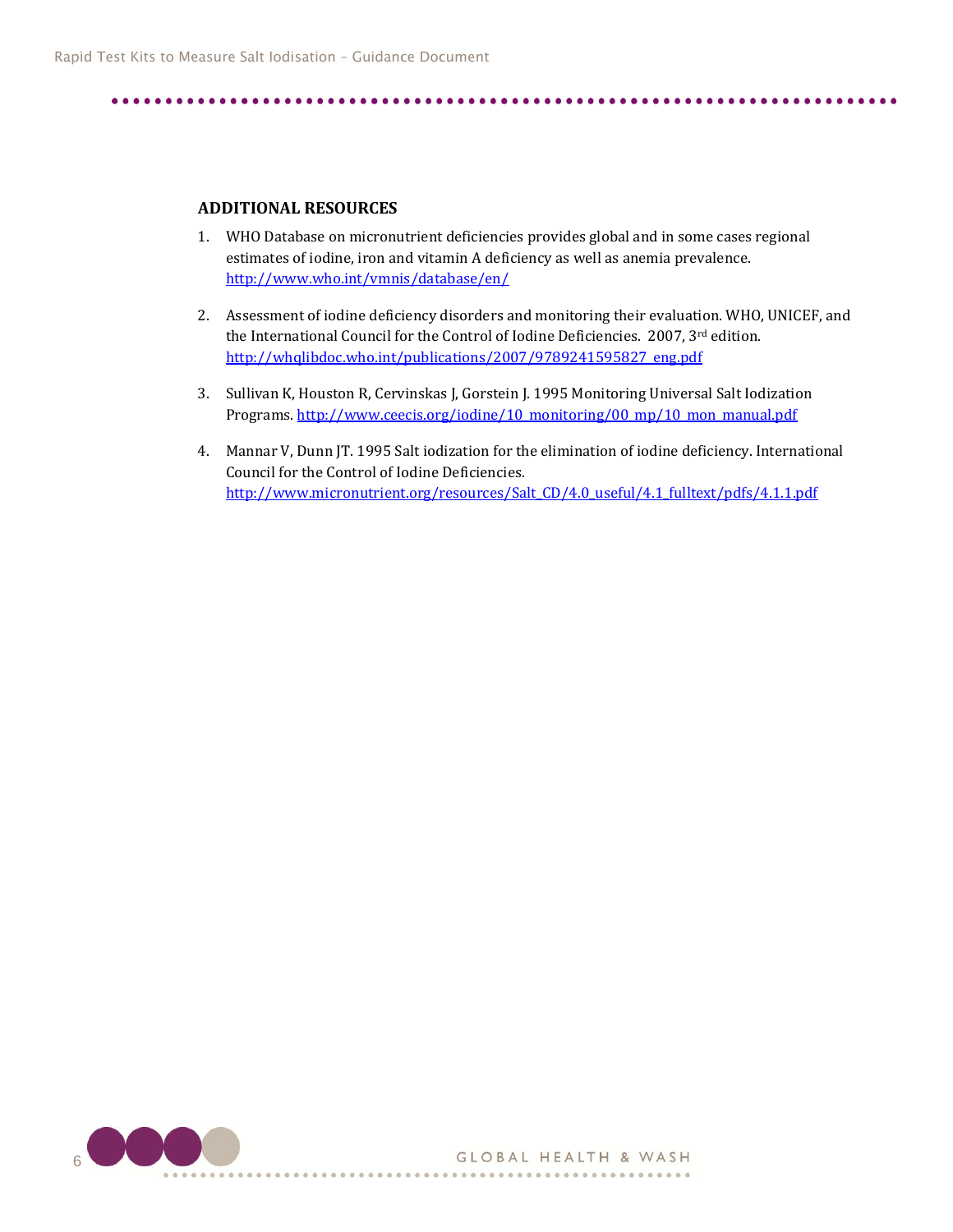## ADDITIONAL RESOURCES

1. WHO Database on micronutrient deficiencies provides global and in some cases regional estimates of iodine, iron and vitamin A deficiency as well as anemia prevalence. http://www.who.int/vmnis/database/en/

2. Assessment of iodine deficiency disorders and monitoring their evaluation. WHO, UNICEF, and the International Council for the Control of Iodine Deficiencies. 2007, 3rd edition. http://whqlibdoc.who.int/publications/2007/9789241595827_eng.pdf

3. Sullivan K, Houston R, Cervinskas J, Gorstein J. 1995 Monitoring Universal Salt Iodization Programs. http://www.ceecis.org/iodine/10_monitoring/00_mp/10_mon_manual.pdf

4. Mannar V, Dunn JT. 1995 Salt iodization for the elimination of iodine deficiency. International Council for the Control of Iodine Deficiencies. http://www.micronutrient.org/resources/Salt_CD/4.0_useful/4.1_fulltext/pdfs/4.1.1.pdf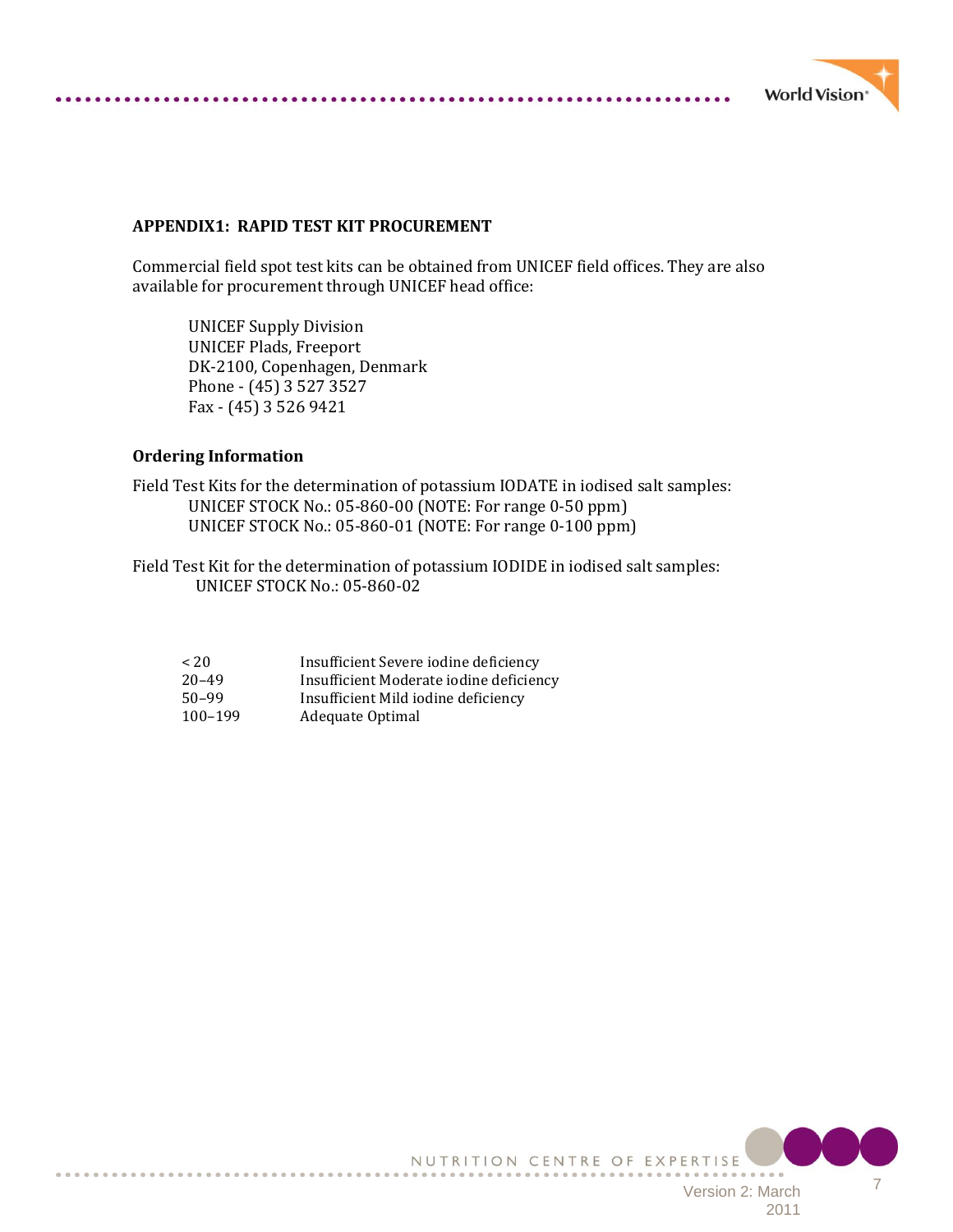**APPENDIX1: RAPID TEST KIT PROCUREMENT**

Commercial field spot test kits can be obtained from UNICEF field offices. They are also available for procurement through UNICEF head office:

UNICEF Supply Division
UNICEF Plads, Freeport
DK-2100, Copenhagen, Denmark
Phone - (45) 3 527 3527
Fax - (45) 3 526 9421

**Ordering Information**

Field Test Kits for the determination of potassium IODATE in iodised salt samples:
UNICEF STOCK No.: 05-860-00 (NOTE: For range 0-50 ppm)
UNICEF STOCK No.: 05-860-01 (NOTE: For range 0-100 ppm)

Field Test Kit for the determination of potassium IODIDE in iodised salt samples:
UNICEF STOCK No.: 05-860-02

| | |
|---|---|
| < 20 | Insufficient Severe iodine deficiency |
| 20–49 | Insufficient Moderate iodine deficiency |
| 50–99 | Insufficient Mild iodine deficiency |
| 100–199 | Adequate Optimal |